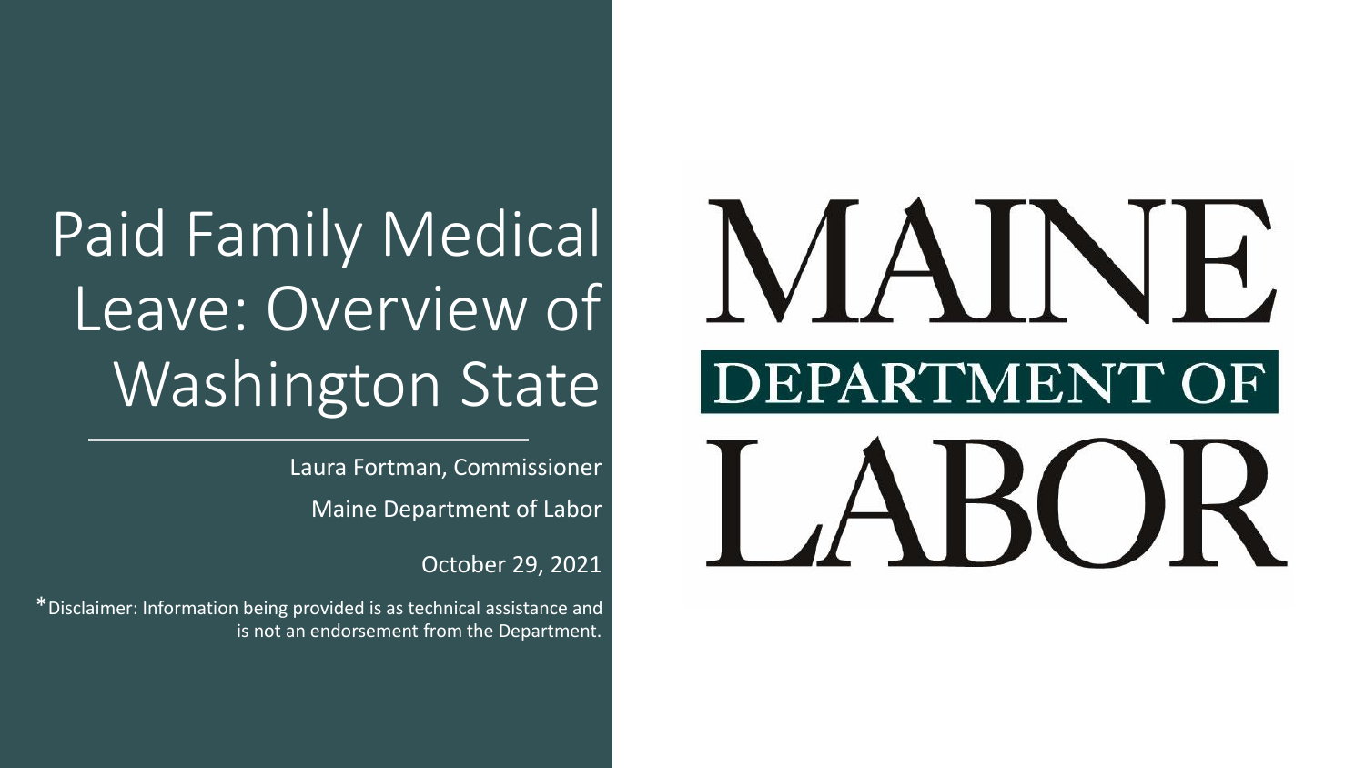# Paid Family Medical Leave: Overview of Washington State

Laura Fortman, Commissioner

Maine Department of Labor

October 29, 2021

*Disclaimer: Information being provided is as technical assistance and is not an endorsement from the Department.

MAINE DEPARTMENT OF LABOR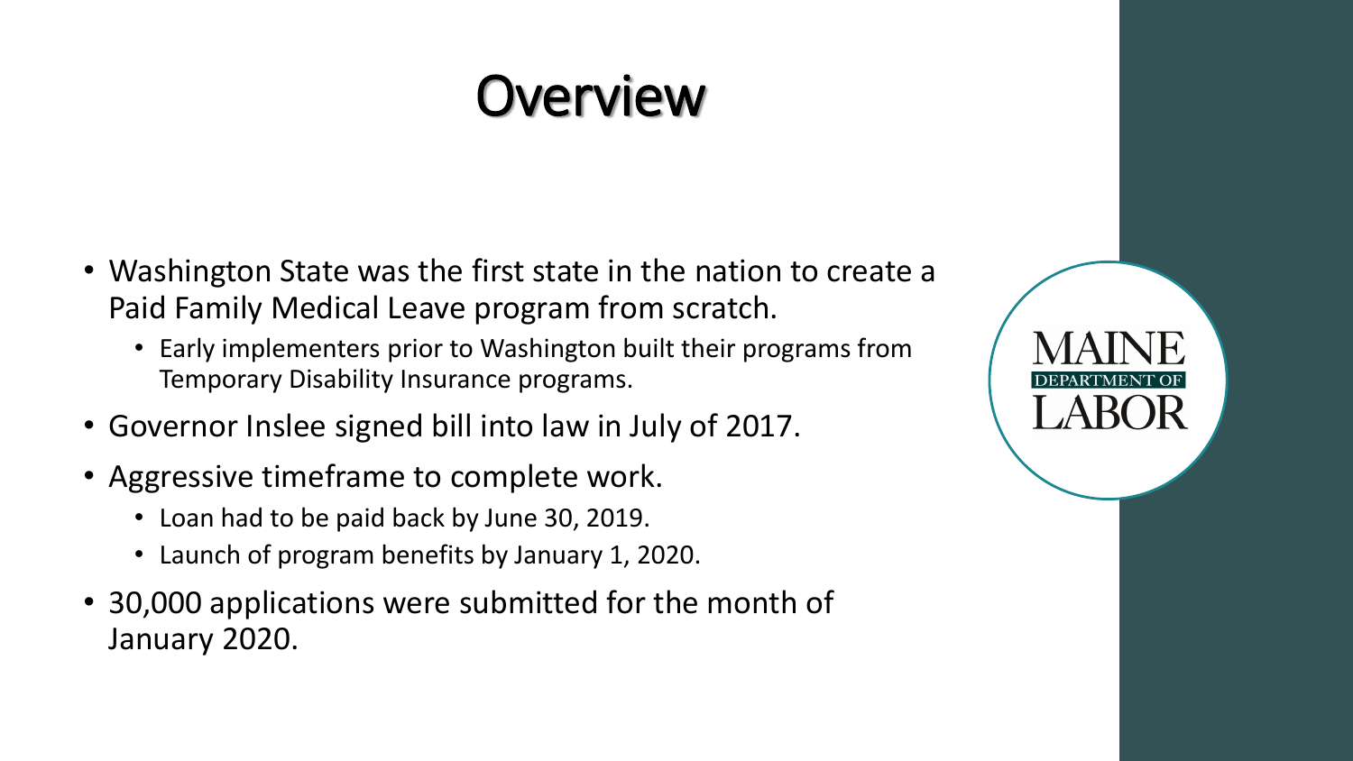# Overview

- Washington State was the first state in the nation to create a Paid Family Medical Leave program from scratch.
  - Early implementers prior to Washington built their programs from Temporary Disability Insurance programs.
- Governor Inslee signed bill into law in July of 2017.
- Aggressive timeframe to complete work.
  - Loan had to be paid back by June 30, 2019.
  - Launch of program benefits by January 1, 2020.
- 30,000 applications were submitted for the month of January 2020.

MAINE DEPARTMENT OF LABOR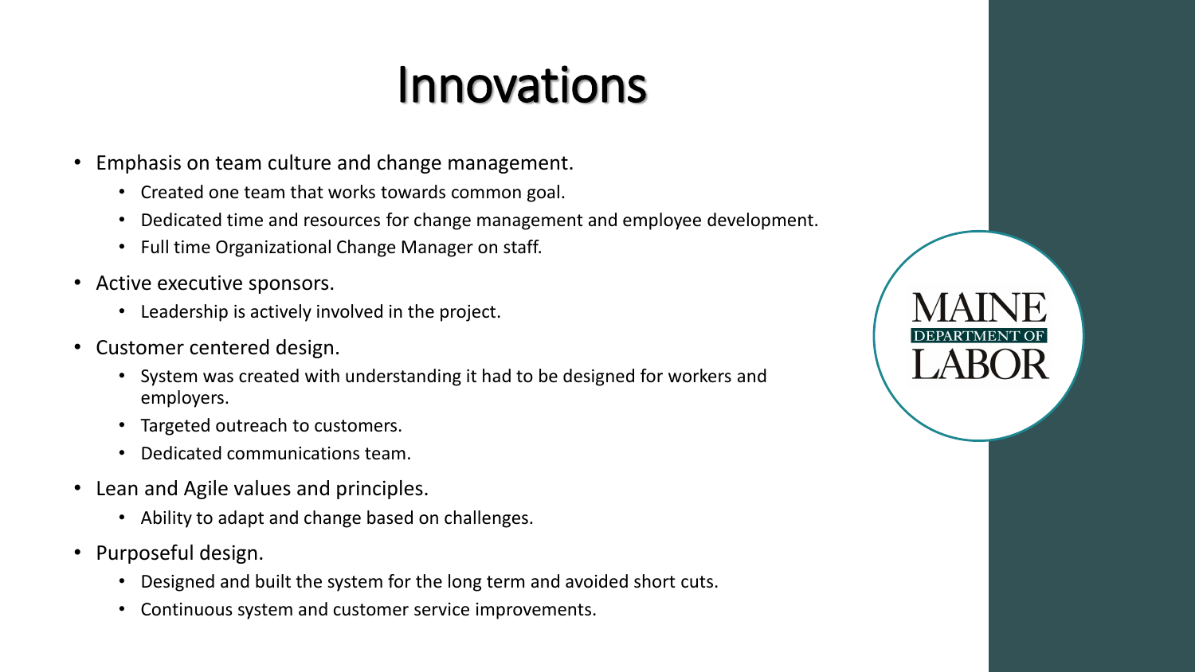# Innovations

- Emphasis on team culture and change management.
  - Created one team that works towards common goal.
  - Dedicated time and resources for change management and employee development.
  - Full time Organizational Change Manager on staff.
- Active executive sponsors.
  - Leadership is actively involved in the project.
- Customer centered design.
  - System was created with understanding it had to be designed for workers and employers.
  - Targeted outreach to customers.
  - Dedicated communications team.
- Lean and Agile values and principles.
  - Ability to adapt and change based on challenges.
- Purposeful design.
  - Designed and built the system for the long term and avoided short cuts.
  - Continuous system and customer service improvements.

MAINE DEPARTMENT OF LABOR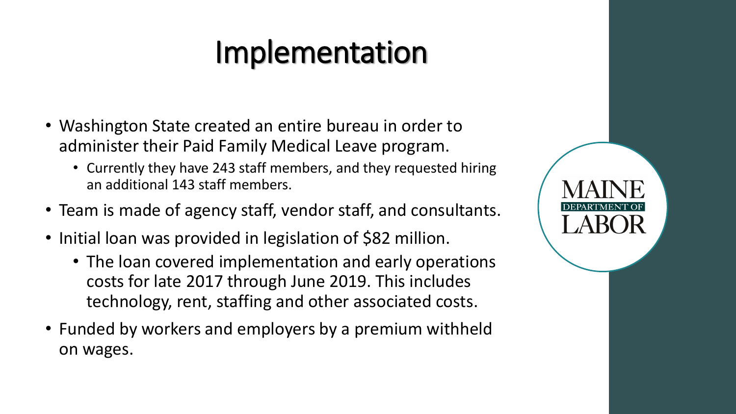# Implementation

- Washington State created an entire bureau in order to administer their Paid Family Medical Leave program.
  - Currently they have 243 staff members, and they requested hiring an additional 143 staff members.
- Team is made of agency staff, vendor staff, and consultants.
- Initial loan was provided in legislation of $82 million.
  - The loan covered implementation and early operations costs for late 2017 through June 2019. This includes technology, rent, staffing and other associated costs.
- Funded by workers and employers by a premium withheld on wages.

MAINE DEPARTMENT OF LABOR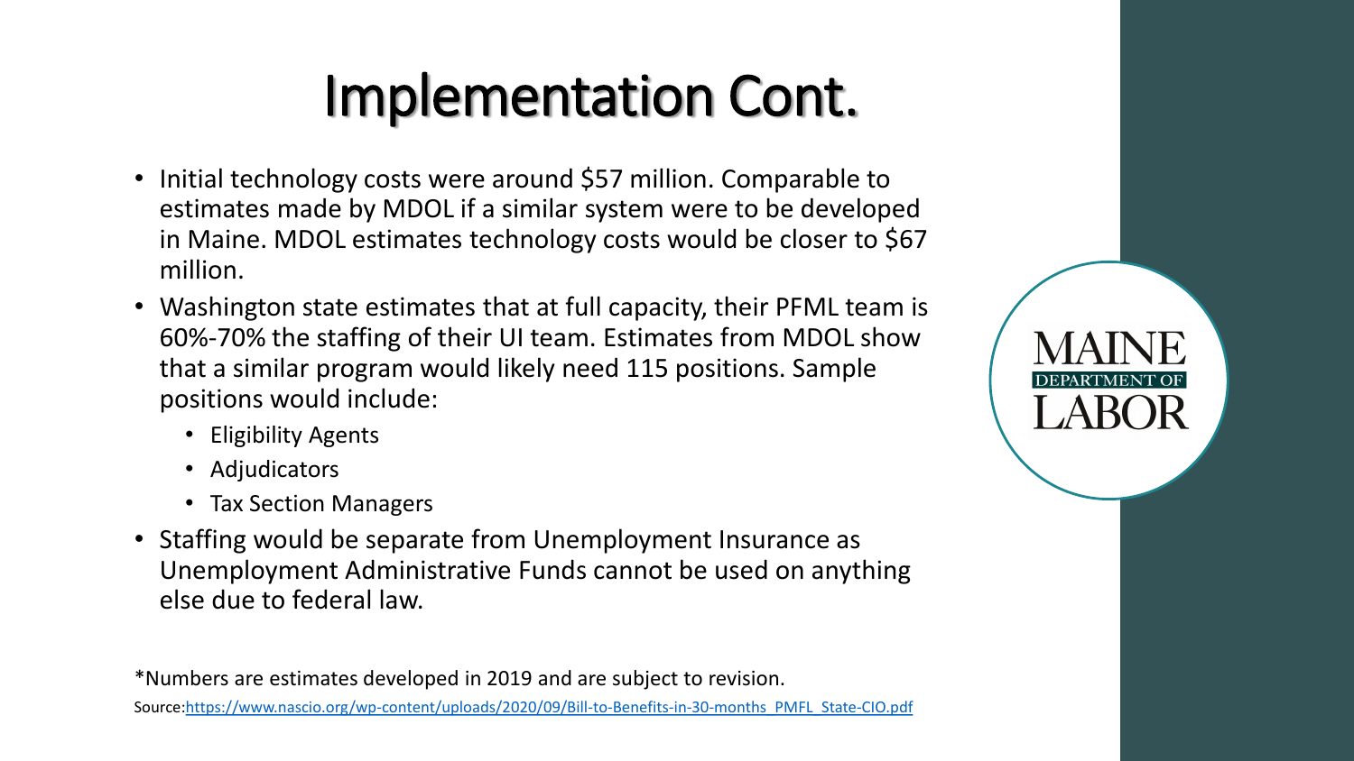# Implementation Cont.

- Initial technology costs were around $57 million. Comparable to estimates made by MDOL if a similar system were to be developed in Maine. MDOL estimates technology costs would be closer to $67 million.
- Washington state estimates that at full capacity, their PFML team is 60%-70% the staffing of their UI team. Estimates from MDOL show that a similar program would likely need 115 positions. Sample positions would include:
  - Eligibility Agents
  - Adjudicators
  - Tax Section Managers
- Staffing would be separate from Unemployment Insurance as Unemployment Administrative Funds cannot be used on anything else due to federal law.

*Numbers are estimates developed in 2019 and are subject to revision.

Source:[https://www.nascio.org/wp-content/uploads/2020/09/Bill-to-Benefits-in-30-months_PMFL_State-CIO.pdf](https://www.nascio.org/wp-content/uploads/2020/09/Bill-to-Benefits-in-30-months_PMFL_State-CIO.pdf)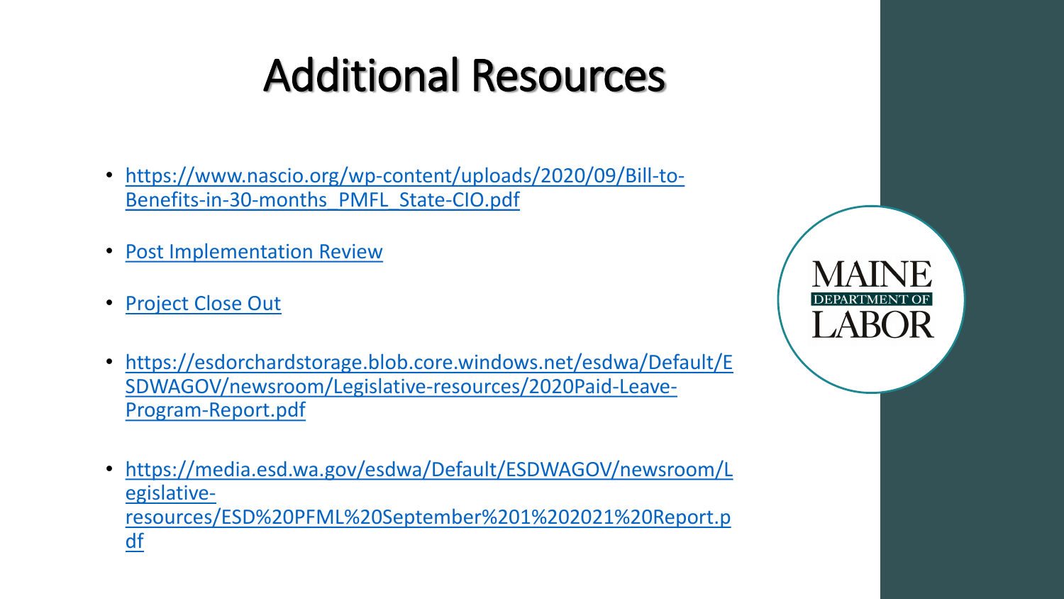# Additional Resources

- https://www.nascio.org/wp-content/uploads/2020/09/Bill-to-Benefits-in-30-months_PMFL_State-CIO.pdf
- Post Implementation Review
- Project Close Out
- https://esdorchardstorage.blob.core.windows.net/esdwa/Default/ESDWAGOV/newsroom/Legislative-resources/2020Paid-Leave-Program-Report.pdf
- https://media.esd.wa.gov/esdwa/Default/ESDWAGOV/newsroom/Legislative-resources/ESD%20PFML%20September%201%202021%20Report.pdf

MAINE DEPARTMENT OF LABOR